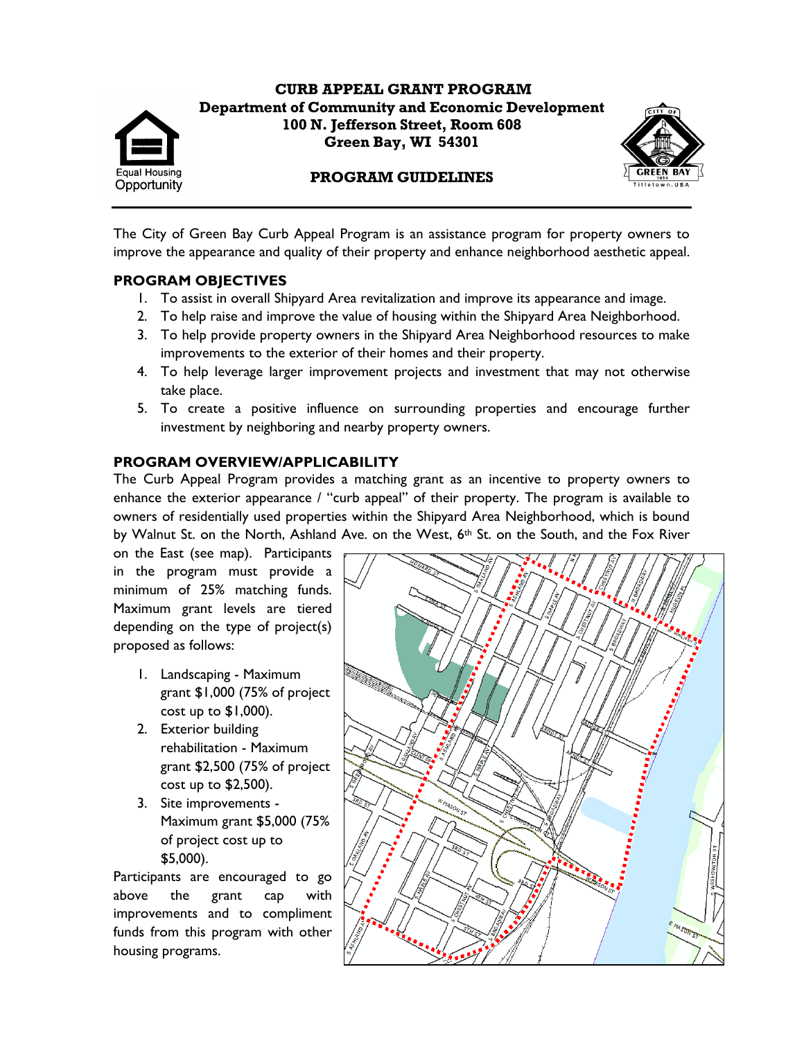# CURB APPEAL GRANT PROGRAM

**Department of Community and Economic Development**
**100 N. Jefferson Street, Room 608**
**Green Bay, WI 54301**

## PROGRAM GUIDELINES

The City of Green Bay Curb Appeal Program is an assistance program for property owners to improve the appearance and quality of their property and enhance neighborhood aesthetic appeal.

## PROGRAM OBJECTIVES

1. To assist in overall Shipyard Area revitalization and improve its appearance and image.
2. To help raise and improve the value of housing within the Shipyard Area Neighborhood.
3. To help provide property owners in the Shipyard Area Neighborhood resources to make improvements to the exterior of their homes and their property.
4. To help leverage larger improvement projects and investment that may not otherwise take place.
5. To create a positive influence on surrounding properties and encourage further investment by neighboring and nearby property owners.

## PROGRAM OVERVIEW/APPLICABILITY

The Curb Appeal Program provides a matching grant as an incentive to property owners to enhance the exterior appearance / "curb appeal" of their property. The program is available to owners of residentially used properties within the Shipyard Area Neighborhood, which is bound by Walnut St. on the North, Ashland Ave. on the West, 6th St. on the South, and the Fox River on the East (see map). Participants in the program must provide a minimum of 25% matching funds. Maximum grant levels are tiered depending on the type of project(s) proposed as follows:

1. Landscaping - Maximum grant $1,000 (75% of project cost up to $1,000).
2. Exterior building rehabilitation - Maximum grant $2,500 (75% of project cost up to $2,500).
3. Site improvements - Maximum grant $5,000 (75% of project cost up to $5,000).

Participants are encouraged to go above the grant cap with improvements and to compliment funds from this program with other housing programs.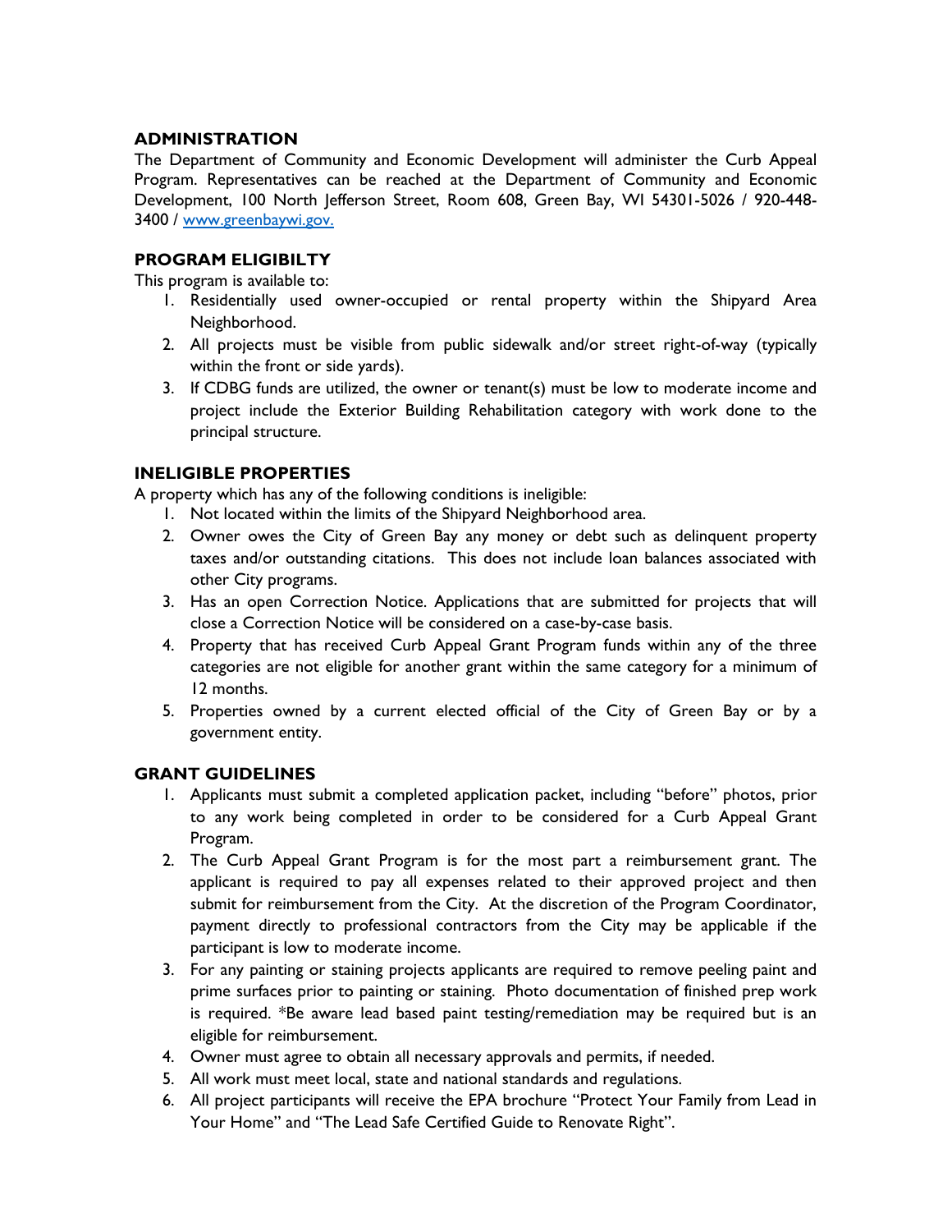## ADMINISTRATION

The Department of Community and Economic Development will administer the Curb Appeal Program. Representatives can be reached at the Department of Community and Economic Development, 100 North Jefferson Street, Room 608, Green Bay, WI 54301-5026 / 920-448-3400 / [www.greenbaywi.gov.](http://www.greenbaywi.gov)

## PROGRAM ELIGIBILTY

This program is available to:

1. Residentially used owner-occupied or rental property within the Shipyard Area Neighborhood.
2. All projects must be visible from public sidewalk and/or street right-of-way (typically within the front or side yards).
3. If CDBG funds are utilized, the owner or tenant(s) must be low to moderate income and project include the Exterior Building Rehabilitation category with work done to the principal structure.

## INELIGIBLE PROPERTIES

A property which has any of the following conditions is ineligible:

1. Not located within the limits of the Shipyard Neighborhood area.
2. Owner owes the City of Green Bay any money or debt such as delinquent property taxes and/or outstanding citations. This does not include loan balances associated with other City programs.
3. Has an open Correction Notice. Applications that are submitted for projects that will close a Correction Notice will be considered on a case-by-case basis.
4. Property that has received Curb Appeal Grant Program funds within any of the three categories are not eligible for another grant within the same category for a minimum of 12 months.
5. Properties owned by a current elected official of the City of Green Bay or by a government entity.

## GRANT GUIDELINES

1. Applicants must submit a completed application packet, including "before" photos, prior to any work being completed in order to be considered for a Curb Appeal Grant Program.
2. The Curb Appeal Grant Program is for the most part a reimbursement grant. The applicant is required to pay all expenses related to their approved project and then submit for reimbursement from the City. At the discretion of the Program Coordinator, payment directly to professional contractors from the City may be applicable if the participant is low to moderate income.
3. For any painting or staining projects applicants are required to remove peeling paint and prime surfaces prior to painting or staining. Photo documentation of finished prep work is required. *Be aware lead based paint testing/remediation may be required but is an eligible for reimbursement.
4. Owner must agree to obtain all necessary approvals and permits, if needed.
5. All work must meet local, state and national standards and regulations.
6. All project participants will receive the EPA brochure "Protect Your Family from Lead in Your Home" and "The Lead Safe Certified Guide to Renovate Right".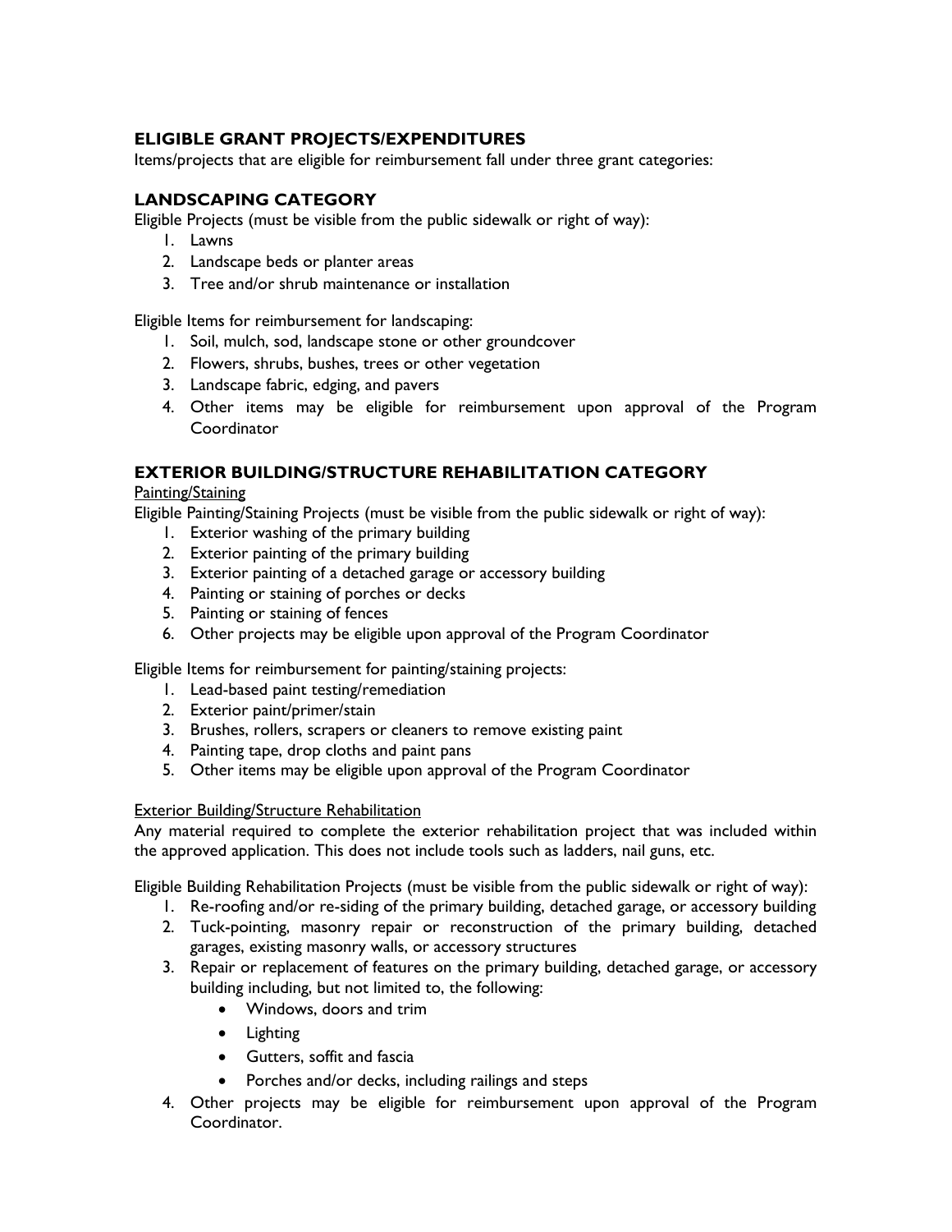## ELIGIBLE GRANT PROJECTS/EXPENDITURES

Items/projects that are eligible for reimbursement fall under three grant categories:

## LANDSCAPING CATEGORY

Eligible Projects (must be visible from the public sidewalk or right of way):

1. Lawns
2. Landscape beds or planter areas
3. Tree and/or shrub maintenance or installation

Eligible Items for reimbursement for landscaping:

1. Soil, mulch, sod, landscape stone or other groundcover
2. Flowers, shrubs, bushes, trees or other vegetation
3. Landscape fabric, edging, and pavers
4. Other items may be eligible for reimbursement upon approval of the Program Coordinator

## EXTERIOR BUILDING/STRUCTURE REHABILITATION CATEGORY

<u>Painting/Staining</u>

Eligible Painting/Staining Projects (must be visible from the public sidewalk or right of way):

1. Exterior washing of the primary building
2. Exterior painting of the primary building
3. Exterior painting of a detached garage or accessory building
4. Painting or staining of porches or decks
5. Painting or staining of fences
6. Other projects may be eligible upon approval of the Program Coordinator

Eligible Items for reimbursement for painting/staining projects:

1. Lead-based paint testing/remediation
2. Exterior paint/primer/stain
3. Brushes, rollers, scrapers or cleaners to remove existing paint
4. Painting tape, drop cloths and paint pans
5. Other items may be eligible upon approval of the Program Coordinator

<u>Exterior Building/Structure Rehabilitation</u>

Any material required to complete the exterior rehabilitation project that was included within the approved application. This does not include tools such as ladders, nail guns, etc.

Eligible Building Rehabilitation Projects (must be visible from the public sidewalk or right of way):

1. Re-roofing and/or re-siding of the primary building, detached garage, or accessory building
2. Tuck-pointing, masonry repair or reconstruction of the primary building, detached garages, existing masonry walls, or accessory structures
3. Repair or replacement of features on the primary building, detached garage, or accessory building including, but not limited to, the following:
   - Windows, doors and trim
   - Lighting
   - Gutters, soffit and fascia
   - Porches and/or decks, including railings and steps
4. Other projects may be eligible for reimbursement upon approval of the Program Coordinator.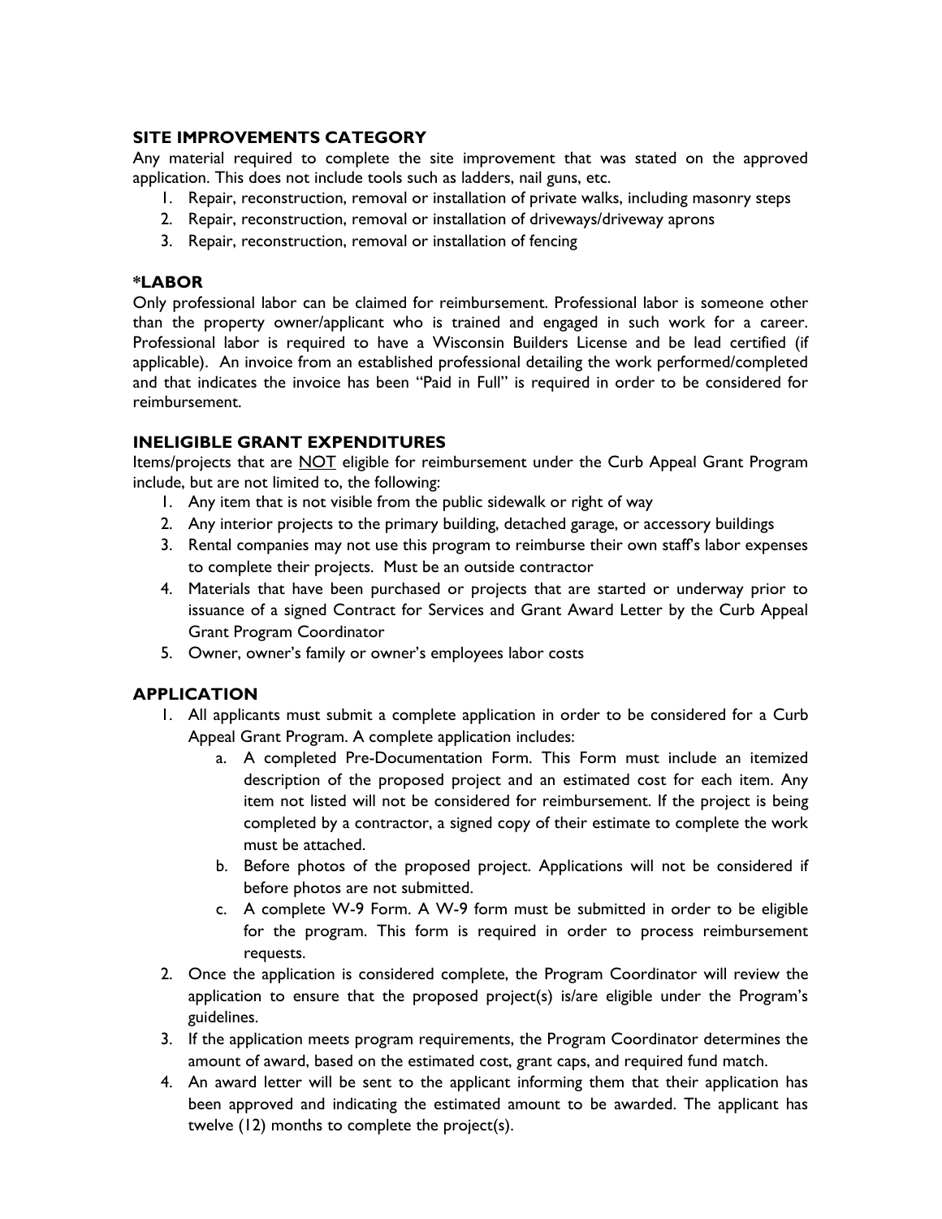### SITE IMPROVEMENTS CATEGORY

Any material required to complete the site improvement that was stated on the approved application. This does not include tools such as ladders, nail guns, etc.

1. Repair, reconstruction, removal or installation of private walks, including masonry steps
2. Repair, reconstruction, removal or installation of driveways/driveway aprons
3. Repair, reconstruction, removal or installation of fencing

### *LABOR

Only professional labor can be claimed for reimbursement. Professional labor is someone other than the property owner/applicant who is trained and engaged in such work for a career. Professional labor is required to have a Wisconsin Builders License and be lead certified (if applicable). An invoice from an established professional detailing the work performed/completed and that indicates the invoice has been "Paid in Full" is required in order to be considered for reimbursement.

### INELIGIBLE GRANT EXPENDITURES

Items/projects that are <u>NOT</u> eligible for reimbursement under the Curb Appeal Grant Program include, but are not limited to, the following:

1. Any item that is not visible from the public sidewalk or right of way
2. Any interior projects to the primary building, detached garage, or accessory buildings
3. Rental companies may not use this program to reimburse their own staff's labor expenses to complete their projects. Must be an outside contractor
4. Materials that have been purchased or projects that are started or underway prior to issuance of a signed Contract for Services and Grant Award Letter by the Curb Appeal Grant Program Coordinator
5. Owner, owner's family or owner's employees labor costs

## APPLICATION

1. All applicants must submit a complete application in order to be considered for a Curb Appeal Grant Program. A complete application includes:
   a. A completed Pre-Documentation Form. This Form must include an itemized description of the proposed project and an estimated cost for each item. Any item not listed will not be considered for reimbursement. If the project is being completed by a contractor, a signed copy of their estimate to complete the work must be attached.
   b. Before photos of the proposed project. Applications will not be considered if before photos are not submitted.
   c. A complete W-9 Form. A W-9 form must be submitted in order to be eligible for the program. This form is required in order to process reimbursement requests.
2. Once the application is considered complete, the Program Coordinator will review the application to ensure that the proposed project(s) is/are eligible under the Program's guidelines.
3. If the application meets program requirements, the Program Coordinator determines the amount of award, based on the estimated cost, grant caps, and required fund match.
4. An award letter will be sent to the applicant informing them that their application has been approved and indicating the estimated amount to be awarded. The applicant has twelve (12) months to complete the project(s).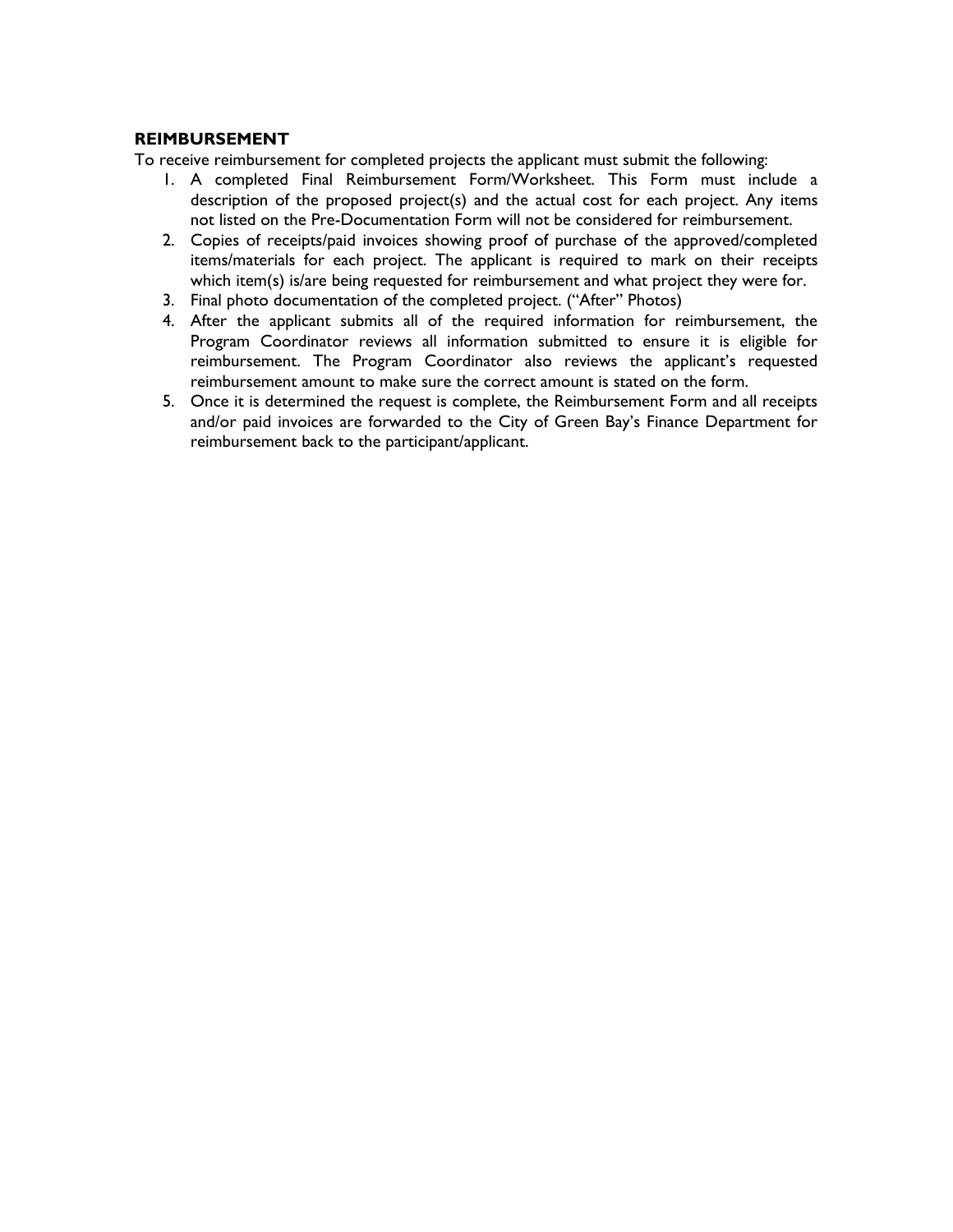## REIMBURSEMENT

To receive reimbursement for completed projects the applicant must submit the following:

1. A completed Final Reimbursement Form/Worksheet. This Form must include a description of the proposed project(s) and the actual cost for each project. Any items not listed on the Pre-Documentation Form will not be considered for reimbursement.
2. Copies of receipts/paid invoices showing proof of purchase of the approved/completed items/materials for each project. The applicant is required to mark on their receipts which item(s) is/are being requested for reimbursement and what project they were for.
3. Final photo documentation of the completed project. ("After" Photos)
4. After the applicant submits all of the required information for reimbursement, the Program Coordinator reviews all information submitted to ensure it is eligible for reimbursement. The Program Coordinator also reviews the applicant's requested reimbursement amount to make sure the correct amount is stated on the form.
5. Once it is determined the request is complete, the Reimbursement Form and all receipts and/or paid invoices are forwarded to the City of Green Bay's Finance Department for reimbursement back to the participant/applicant.